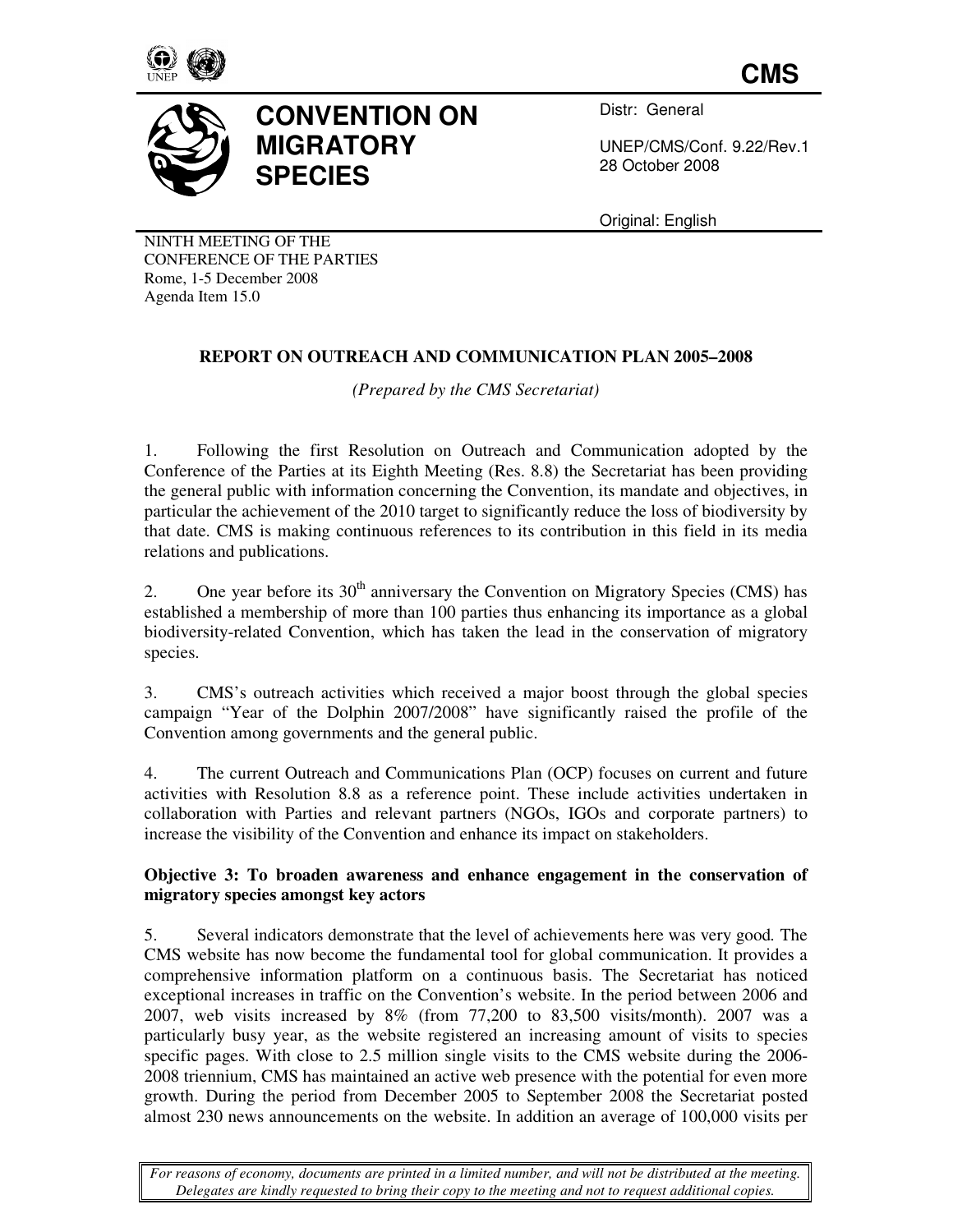CMS

# CONVENTION ON MIGRATORY SPECIES

Distr: General

UNEP/CMS/Conf. 9.22/Rev.1
28 October 2008

Original: English

NINTH MEETING OF THE
CONFERENCE OF THE PARTIES
Rome, 1-5 December 2008
Agenda Item 15.0

## REPORT ON OUTREACH AND COMMUNICATION PLAN 2005–2008

*(Prepared by the CMS Secretariat)*

1. Following the first Resolution on Outreach and Communication adopted by the Conference of the Parties at its Eighth Meeting (Res. 8.8) the Secretariat has been providing the general public with information concerning the Convention, its mandate and objectives, in particular the achievement of the 2010 target to significantly reduce the loss of biodiversity by that date. CMS is making continuous references to its contribution in this field in its media relations and publications.

2. One year before its 30th anniversary the Convention on Migratory Species (CMS) has established a membership of more than 100 parties thus enhancing its importance as a global biodiversity-related Convention, which has taken the lead in the conservation of migratory species.

3. CMS's outreach activities which received a major boost through the global species campaign "Year of the Dolphin 2007/2008" have significantly raised the profile of the Convention among governments and the general public.

4. The current Outreach and Communications Plan (OCP) focuses on current and future activities with Resolution 8.8 as a reference point. These include activities undertaken in collaboration with Parties and relevant partners (NGOs, IGOs and corporate partners) to increase the visibility of the Convention and enhance its impact on stakeholders.

**Objective 3: To broaden awareness and enhance engagement in the conservation of migratory species amongst key actors**

5. Several indicators demonstrate that the level of achievements here was very good. The CMS website has now become the fundamental tool for global communication. It provides a comprehensive information platform on a continuous basis. The Secretariat has noticed exceptional increases in traffic on the Convention's website. In the period between 2006 and 2007, web visits increased by 8% (from 77,200 to 83,500 visits/month). 2007 was a particularly busy year, as the website registered an increasing amount of visits to species specific pages. With close to 2.5 million single visits to the CMS website during the 2006-2008 triennium, CMS has maintained an active web presence with the potential for even more growth. During the period from December 2005 to September 2008 the Secretariat posted almost 230 news announcements on the website. In addition an average of 100,000 visits per

*For reasons of economy, documents are printed in a limited number, and will not be distributed at the meeting. Delegates are kindly requested to bring their copy to the meeting and not to request additional copies.*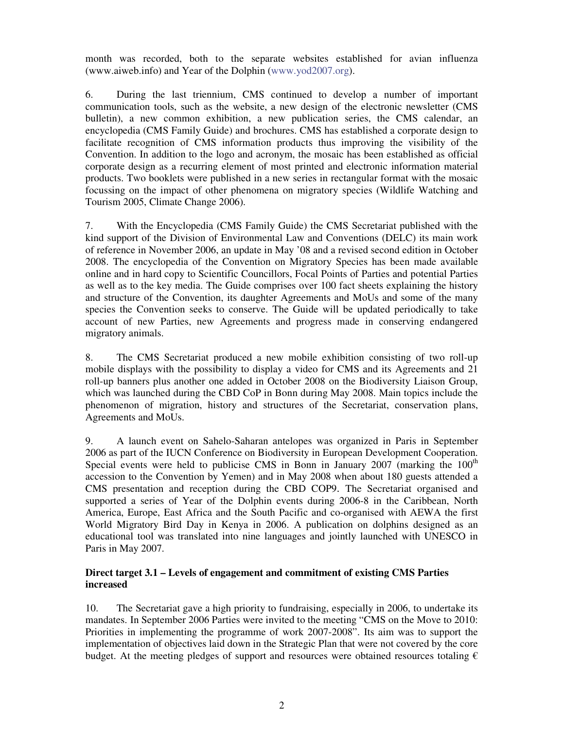month was recorded, both to the separate websites established for avian influenza (www.aiweb.info) and Year of the Dolphin (www.yod2007.org).

6. During the last triennium, CMS continued to develop a number of important communication tools, such as the website, a new design of the electronic newsletter (CMS bulletin), a new common exhibition, a new publication series, the CMS calendar, an encyclopedia (CMS Family Guide) and brochures. CMS has established a corporate design to facilitate recognition of CMS information products thus improving the visibility of the Convention. In addition to the logo and acronym, the mosaic has been established as official corporate design as a recurring element of most printed and electronic information material products. Two booklets were published in a new series in rectangular format with the mosaic focussing on the impact of other phenomena on migratory species (Wildlife Watching and Tourism 2005, Climate Change 2006).

7. With the Encyclopedia (CMS Family Guide) the CMS Secretariat published with the kind support of the Division of Environmental Law and Conventions (DELC) its main work of reference in November 2006, an update in May '08 and a revised second edition in October 2008. The encyclopedia of the Convention on Migratory Species has been made available online and in hard copy to Scientific Councillors, Focal Points of Parties and potential Parties as well as to the key media. The Guide comprises over 100 fact sheets explaining the history and structure of the Convention, its daughter Agreements and MoUs and some of the many species the Convention seeks to conserve. The Guide will be updated periodically to take account of new Parties, new Agreements and progress made in conserving endangered migratory animals.

8. The CMS Secretariat produced a new mobile exhibition consisting of two roll-up mobile displays with the possibility to display a video for CMS and its Agreements and 21 roll-up banners plus another one added in October 2008 on the Biodiversity Liaison Group, which was launched during the CBD CoP in Bonn during May 2008. Main topics include the phenomenon of migration, history and structures of the Secretariat, conservation plans, Agreements and MoUs.

9. A launch event on Sahelo-Saharan antelopes was organized in Paris in September 2006 as part of the IUCN Conference on Biodiversity in European Development Cooperation. Special events were held to publicise CMS in Bonn in January 2007 (marking the 100th accession to the Convention by Yemen) and in May 2008 when about 180 guests attended a CMS presentation and reception during the CBD COP9. The Secretariat organised and supported a series of Year of the Dolphin events during 2006-8 in the Caribbean, North America, Europe, East Africa and the South Pacific and co-organised with AEWA the first World Migratory Bird Day in Kenya in 2006. A publication on dolphins designed as an educational tool was translated into nine languages and jointly launched with UNESCO in Paris in May 2007.

**Direct target 3.1 – Levels of engagement and commitment of existing CMS Parties increased**

10. The Secretariat gave a high priority to fundraising, especially in 2006, to undertake its mandates. In September 2006 Parties were invited to the meeting "CMS on the Move to 2010: Priorities in implementing the programme of work 2007-2008". Its aim was to support the implementation of objectives laid down in the Strategic Plan that were not covered by the core budget. At the meeting pledges of support and resources were obtained resources totaling €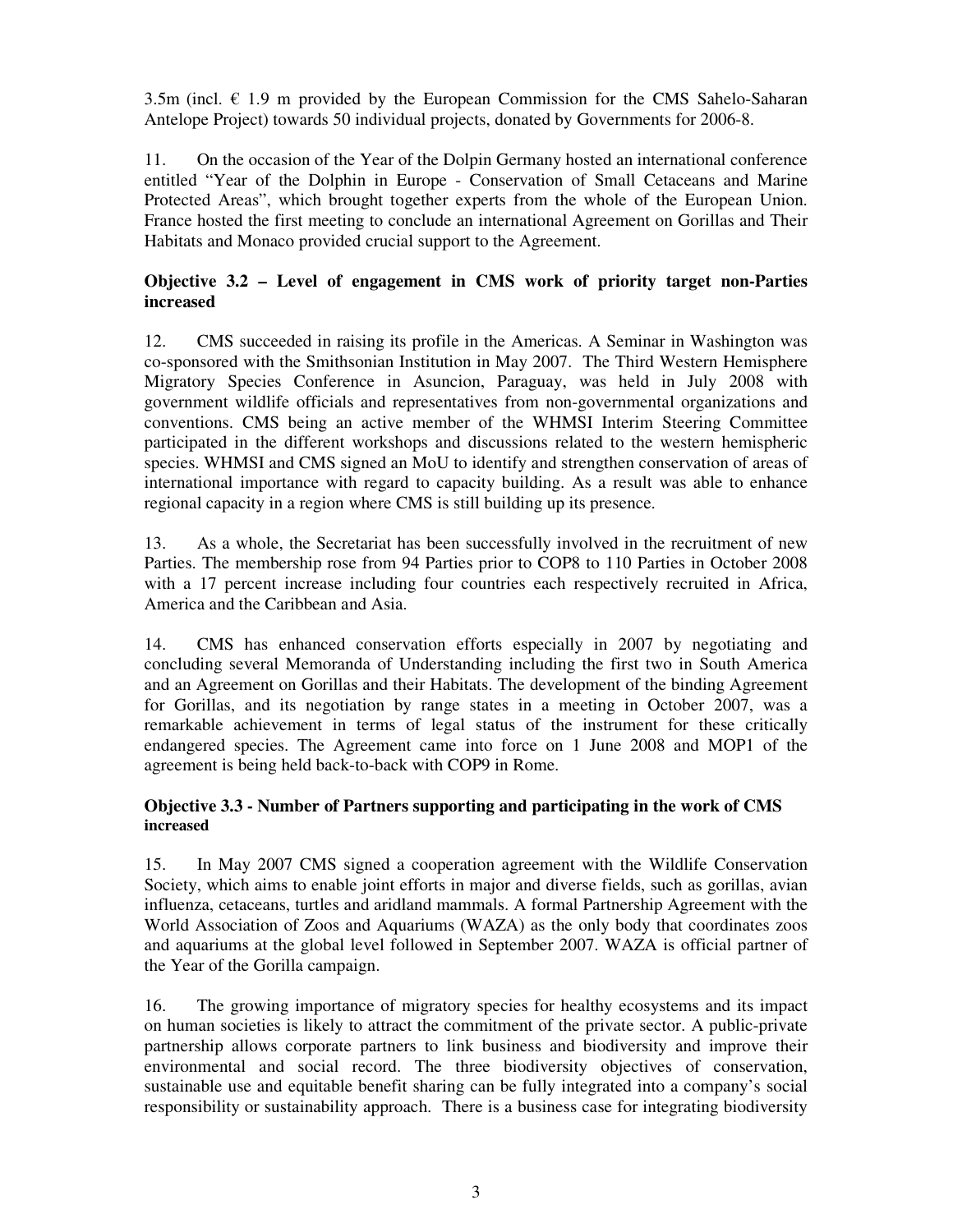3.5m (incl. € 1.9 m provided by the European Commission for the CMS Sahelo-Saharan Antelope Project) towards 50 individual projects, donated by Governments for 2006-8.

11. On the occasion of the Year of the Dolpin Germany hosted an international conference entitled "Year of the Dolphin in Europe - Conservation of Small Cetaceans and Marine Protected Areas", which brought together experts from the whole of the European Union. France hosted the first meeting to conclude an international Agreement on Gorillas and Their Habitats and Monaco provided crucial support to the Agreement.

**Objective 3.2 – Level of engagement in CMS work of priority target non-Parties increased**

12. CMS succeeded in raising its profile in the Americas. A Seminar in Washington was co-sponsored with the Smithsonian Institution in May 2007. The Third Western Hemisphere Migratory Species Conference in Asuncion, Paraguay, was held in July 2008 with government wildlife officials and representatives from non-governmental organizations and conventions. CMS being an active member of the WHMSI Interim Steering Committee participated in the different workshops and discussions related to the western hemispheric species. WHMSI and CMS signed an MoU to identify and strengthen conservation of areas of international importance with regard to capacity building. As a result was able to enhance regional capacity in a region where CMS is still building up its presence.

13. As a whole, the Secretariat has been successfully involved in the recruitment of new Parties. The membership rose from 94 Parties prior to COP8 to 110 Parties in October 2008 with a 17 percent increase including four countries each respectively recruited in Africa, America and the Caribbean and Asia.

14. CMS has enhanced conservation efforts especially in 2007 by negotiating and concluding several Memoranda of Understanding including the first two in South America and an Agreement on Gorillas and their Habitats. The development of the binding Agreement for Gorillas, and its negotiation by range states in a meeting in October 2007, was a remarkable achievement in terms of legal status of the instrument for these critically endangered species. The Agreement came into force on 1 June 2008 and MOP1 of the agreement is being held back-to-back with COP9 in Rome.

**Objective 3.3 - Number of Partners supporting and participating in the work of CMS increased**

15. In May 2007 CMS signed a cooperation agreement with the Wildlife Conservation Society, which aims to enable joint efforts in major and diverse fields, such as gorillas, avian influenza, cetaceans, turtles and aridland mammals. A formal Partnership Agreement with the World Association of Zoos and Aquariums (WAZA) as the only body that coordinates zoos and aquariums at the global level followed in September 2007. WAZA is official partner of the Year of the Gorilla campaign.

16. The growing importance of migratory species for healthy ecosystems and its impact on human societies is likely to attract the commitment of the private sector. A public-private partnership allows corporate partners to link business and biodiversity and improve their environmental and social record. The three biodiversity objectives of conservation, sustainable use and equitable benefit sharing can be fully integrated into a company's social responsibility or sustainability approach. There is a business case for integrating biodiversity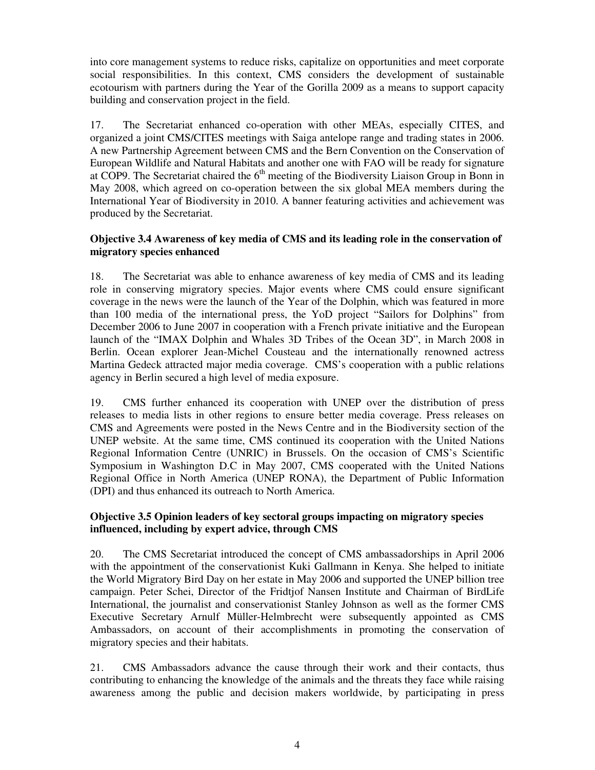into core management systems to reduce risks, capitalize on opportunities and meet corporate social responsibilities. In this context, CMS considers the development of sustainable ecotourism with partners during the Year of the Gorilla 2009 as a means to support capacity building and conservation project in the field.

17. The Secretariat enhanced co-operation with other MEAs, especially CITES, and organized a joint CMS/CITES meetings with Saiga antelope range and trading states in 2006. A new Partnership Agreement between CMS and the Bern Convention on the Conservation of European Wildlife and Natural Habitats and another one with FAO will be ready for signature at COP9. The Secretariat chaired the 6th meeting of the Biodiversity Liaison Group in Bonn in May 2008, which agreed on co-operation between the six global MEA members during the International Year of Biodiversity in 2010. A banner featuring activities and achievement was produced by the Secretariat.

### Objective 3.4 Awareness of key media of CMS and its leading role in the conservation of migratory species enhanced

18. The Secretariat was able to enhance awareness of key media of CMS and its leading role in conserving migratory species. Major events where CMS could ensure significant coverage in the news were the launch of the Year of the Dolphin, which was featured in more than 100 media of the international press, the YoD project "Sailors for Dolphins" from December 2006 to June 2007 in cooperation with a French private initiative and the European launch of the "IMAX Dolphin and Whales 3D Tribes of the Ocean 3D", in March 2008 in Berlin. Ocean explorer Jean-Michel Cousteau and the internationally renowned actress Martina Gedeck attracted major media coverage. CMS's cooperation with a public relations agency in Berlin secured a high level of media exposure.

19. CMS further enhanced its cooperation with UNEP over the distribution of press releases to media lists in other regions to ensure better media coverage. Press releases on CMS and Agreements were posted in the News Centre and in the Biodiversity section of the UNEP website. At the same time, CMS continued its cooperation with the United Nations Regional Information Centre (UNRIC) in Brussels. On the occasion of CMS's Scientific Symposium in Washington D.C in May 2007, CMS cooperated with the United Nations Regional Office in North America (UNEP RONA), the Department of Public Information (DPI) and thus enhanced its outreach to North America.

### Objective 3.5 Opinion leaders of key sectoral groups impacting on migratory species influenced, including by expert advice, through CMS

20. The CMS Secretariat introduced the concept of CMS ambassadorships in April 2006 with the appointment of the conservationist Kuki Gallmann in Kenya. She helped to initiate the World Migratory Bird Day on her estate in May 2006 and supported the UNEP billion tree campaign. Peter Schei, Director of the Fridtjof Nansen Institute and Chairman of BirdLife International, the journalist and conservationist Stanley Johnson as well as the former CMS Executive Secretary Arnulf Müller-Helmbrecht were subsequently appointed as CMS Ambassadors, on account of their accomplishments in promoting the conservation of migratory species and their habitats.

21. CMS Ambassadors advance the cause through their work and their contacts, thus contributing to enhancing the knowledge of the animals and the threats they face while raising awareness among the public and decision makers worldwide, by participating in press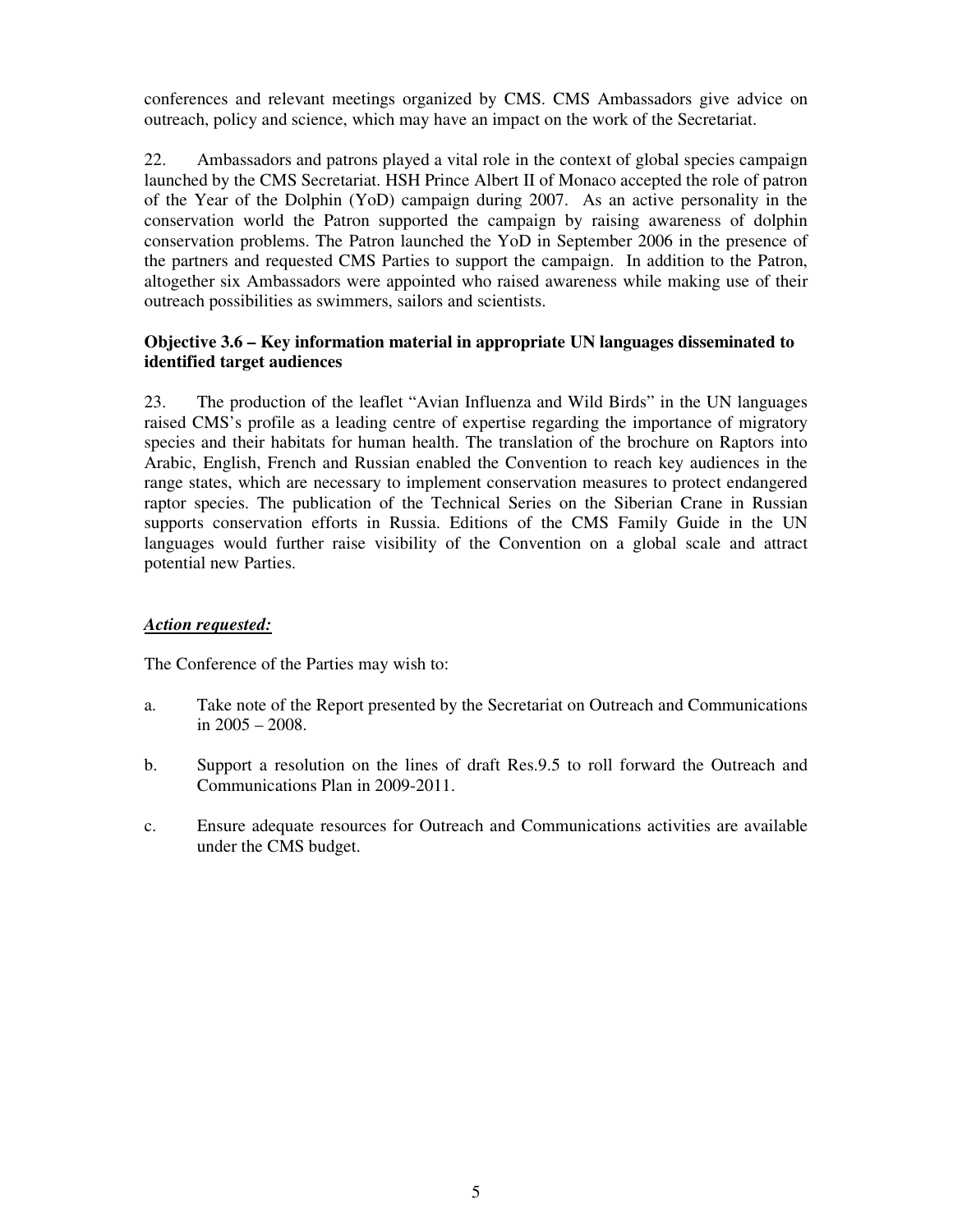conferences and relevant meetings organized by CMS. CMS Ambassadors give advice on outreach, policy and science, which may have an impact on the work of the Secretariat.

22. Ambassadors and patrons played a vital role in the context of global species campaign launched by the CMS Secretariat. HSH Prince Albert II of Monaco accepted the role of patron of the Year of the Dolphin (YoD) campaign during 2007. As an active personality in the conservation world the Patron supported the campaign by raising awareness of dolphin conservation problems. The Patron launched the YoD in September 2006 in the presence of the partners and requested CMS Parties to support the campaign. In addition to the Patron, altogether six Ambassadors were appointed who raised awareness while making use of their outreach possibilities as swimmers, sailors and scientists.

**Objective 3.6 – Key information material in appropriate UN languages disseminated to identified target audiences**

23. The production of the leaflet "Avian Influenza and Wild Birds" in the UN languages raised CMS's profile as a leading centre of expertise regarding the importance of migratory species and their habitats for human health. The translation of the brochure on Raptors into Arabic, English, French and Russian enabled the Convention to reach key audiences in the range states, which are necessary to implement conservation measures to protect endangered raptor species. The publication of the Technical Series on the Siberian Crane in Russian supports conservation efforts in Russia. Editions of the CMS Family Guide in the UN languages would further raise visibility of the Convention on a global scale and attract potential new Parties.

***Action requested:***

The Conference of the Parties may wish to:

a. Take note of the Report presented by the Secretariat on Outreach and Communications in 2005 – 2008.

b. Support a resolution on the lines of draft Res.9.5 to roll forward the Outreach and Communications Plan in 2009-2011.

c. Ensure adequate resources for Outreach and Communications activities are available under the CMS budget.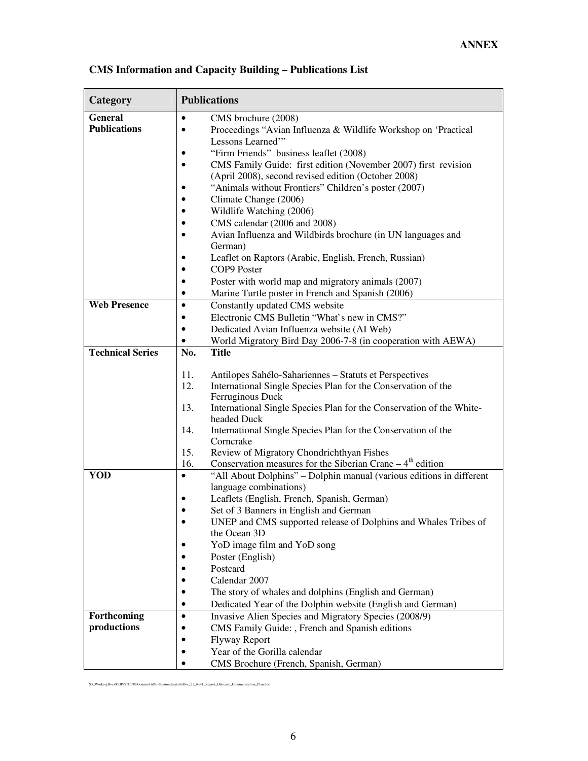**ANNEX**

## CMS Information and Capacity Building – Publications List

| Category | Publications |
|---|---|
| **General Publications** | • CMS brochure (2008)<br>• Proceedings "Avian Influenza & Wildlife Workshop on 'Practical Lessons Learned'"<br>• "Firm Friends" business leaflet (2008)<br>• CMS Family Guide: first edition (November 2007) first revision (April 2008), second revised edition (October 2008)<br>• "Animals without Frontiers" Children's poster (2007)<br>• Climate Change (2006)<br>• Wildlife Watching (2006)<br>• CMS calendar (2006 and 2008)<br>• Avian Influenza and Wildbirds brochure (in UN languages and German)<br>• Leaflet on Raptors (Arabic, English, French, Russian)<br>• COP9 Poster<br>• Poster with world map and migratory animals (2007)<br>• Marine Turtle poster in French and Spanish (2006) |
| **Web Presence** | • Constantly updated CMS website<br>• Electronic CMS Bulletin "What`s new in CMS?"<br>• Dedicated Avian Influenza website (AI Web)<br>• World Migratory Bird Day 2006-7-8 (in cooperation with AEWA) |
| **Technical Series** | **No. Title**<br><br>11. Antilopes Sahélo-Sahariennes – Statuts et Perspectives<br>12. International Single Species Plan for the Conservation of the Ferruginous Duck<br>13. International Single Species Plan for the Conservation of the White-headed Duck<br>14. International Single Species Plan for the Conservation of the Corncrake<br>15. Review of Migratory Chondrichthyan Fishes<br>16. Conservation measures for the Siberian Crane – 4th edition |
| **YOD** | • "All About Dolphins" – Dolphin manual (various editions in different language combinations)<br>• Leaflets (English, French, Spanish, German)<br>• Set of 3 Banners in English and German<br>• UNEP and CMS supported release of Dolphins and Whales Tribes of the Ocean 3D<br>• YoD image film and YoD song<br>• Poster (English)<br>• Postcard<br>• Calendar 2007<br>• The story of whales and dolphins (English and German)<br>• Dedicated Year of the Dolphin website (English and German) |
| **Forthcoming productions** | • Invasive Alien Species and Migratory Species (2008/9)<br>• CMS Family Guide: , French and Spanish editions<br>• Flyway Report<br>• Year of the Gorilla calendar<br>• CMS Brochure (French, Spanish, German) |

S:\_WorkingDocs\COPs\COP9\Documents\Pre-Session\English\Doc_22_Rev1_Report_Outreach_Communication_Plan.doc